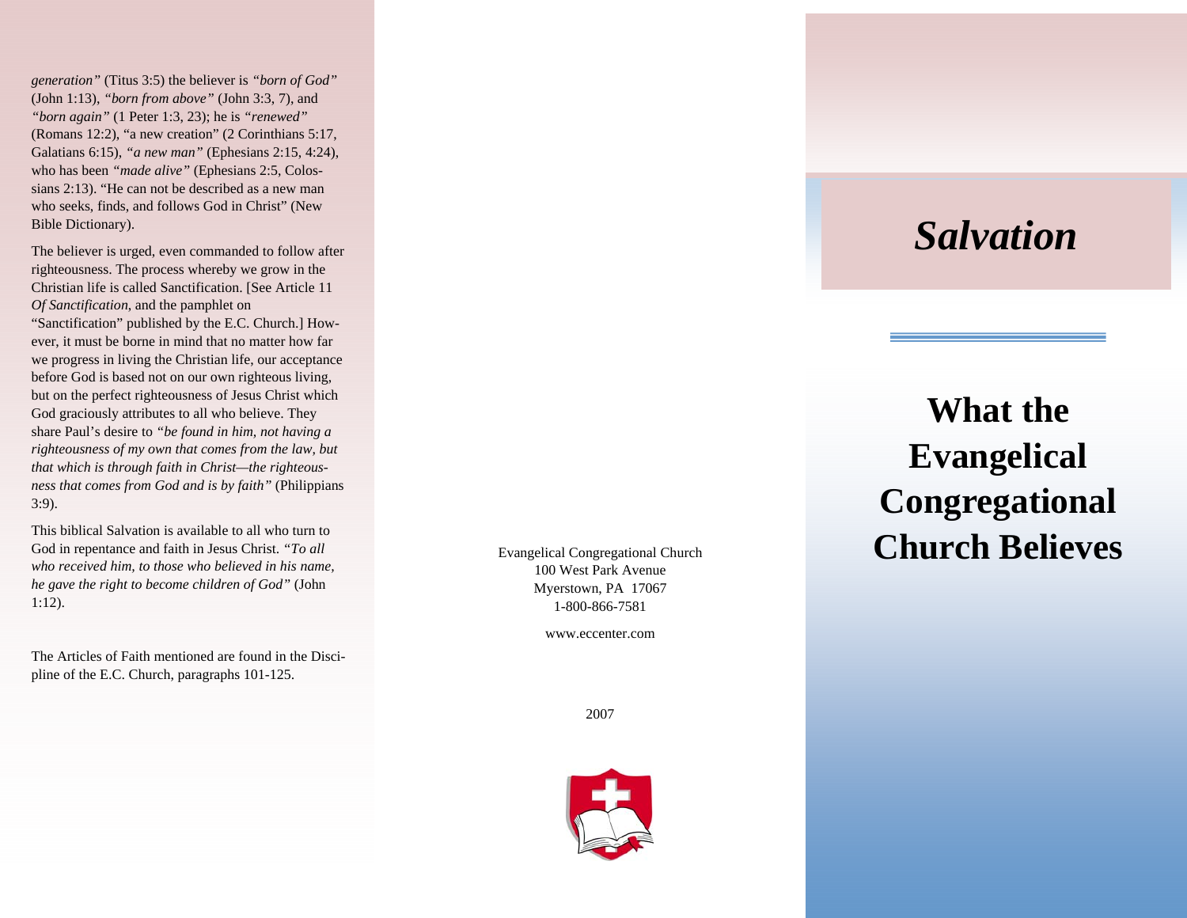*generation"* (Titus 3:5) the believer is *"born of God"* (John 1:13), *"born from above"* (John 3:3, 7), and *"born again"* (1 Peter 1:3, 23); he is *"renewed"* (Romans 12:2), "a new creation" (2 Corinthians 5:17, Galatians 6:15), *"a new man"* (Ephesians 2:15, 4:24), who has been *"made alive"* (Ephesians 2:5, Colossians 2:13). "He can not be described as a new man who seeks, finds, and follows God in Christ" (New Bible Dictionary).

The believer is urged, even commanded to follow after righteousness. The process whereby we grow in the Christian life is called Sanctification. [See Article 11 *Of Sanctification*, and the pamphlet on "Sanctification" published by the E.C. Church.] However, it must be borne in mind that no matter how far we progress in living the Christian life, our acceptance before God is based not on our own righteous living, but on the perfect righteousness of Jesus Christ which God graciously attributes to all who believe. They share Paul's desire to *"be found in him, not having a righteousness of my own that comes from the law, but that which is through faith in Christ—the righteousness that comes from God and is by faith"* (Philippians 3:9).

This biblical Salvation is available to all who turn to God in repentance and faith in Jesus Christ. *"To all who received him, to those who believed in his name, he gave the right to become children of God"* (John 1:12).

The Articles of Faith mentioned are found in the Discipline of the E.C. Church, paragraphs 101-125.

Evangelical Congregational Church
100 West Park Avenue
Myerstown, PA 17067
1-800-866-7581

www.eccenter.com

2007

# *Salvation*

## What the Evangelical Congregational Church Believes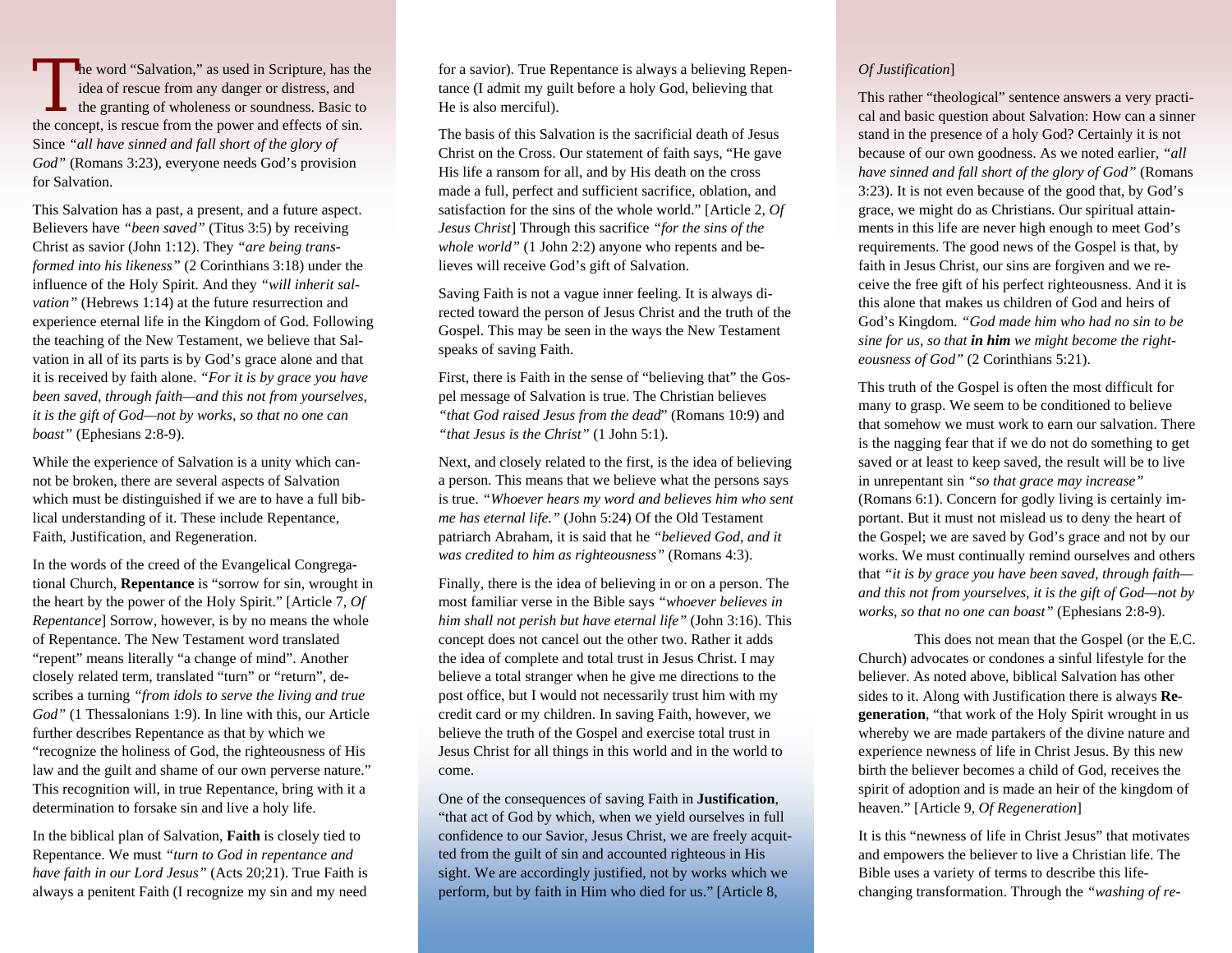The word "Salvation," as used in Scripture, has the idea of rescue from any danger or distress, and the granting of wholeness or soundness. Basic to the concept, is rescue from the power and effects of sin. Since *"all have sinned and fall short of the glory of God"* (Romans 3:23), everyone needs God's provision for Salvation.

This Salvation has a past, a present, and a future aspect. Believers have *"been saved"* (Titus 3:5) by receiving Christ as savior (John 1:12). They *"are being transformed into his likeness"* (2 Corinthians 3:18) under the influence of the Holy Spirit. And they *"will inherit salvation"* (Hebrews 1:14) at the future resurrection and experience eternal life in the Kingdom of God. Following the teaching of the New Testament, we believe that Salvation in all of its parts is by God's grace alone and that it is received by faith alone. *"For it is by grace you have been saved, through faith—and this not from yourselves, it is the gift of God—not by works, so that no one can boast"* (Ephesians 2:8-9).

While the experience of Salvation is a unity which cannot be broken, there are several aspects of Salvation which must be distinguished if we are to have a full biblical understanding of it. These include Repentance, Faith, Justification, and Regeneration.

In the words of the creed of the Evangelical Congregational Church, **Repentance** is "sorrow for sin, wrought in the heart by the power of the Holy Spirit." [Article 7, *Of Repentance*] Sorrow, however, is by no means the whole of Repentance. The New Testament word translated "repent" means literally "a change of mind". Another closely related term, translated "turn" or "return", describes a turning *"from idols to serve the living and true God"* (1 Thessalonians 1:9). In line with this, our Article further describes Repentance as that by which we "recognize the holiness of God, the righteousness of His law and the guilt and shame of our own perverse nature." This recognition will, in true Repentance, bring with it a determination to forsake sin and live a holy life.

In the biblical plan of Salvation, **Faith** is closely tied to Repentance. We must *"turn to God in repentance and have faith in our Lord Jesus"* (Acts 20;21). True Faith is always a penitent Faith (I recognize my sin and my need for a savior). True Repentance is always a believing Repentance (I admit my guilt before a holy God, believing that He is also merciful).

The basis of this Salvation is the sacrificial death of Jesus Christ on the Cross. Our statement of faith says, "He gave His life a ransom for all, and by His death on the cross made a full, perfect and sufficient sacrifice, oblation, and satisfaction for the sins of the whole world." [Article 2, *Of Jesus Christ*] Through this sacrifice *"for the sins of the whole world"* (1 John 2:2) anyone who repents and believes will receive God's gift of Salvation.

Saving Faith is not a vague inner feeling. It is always directed toward the person of Jesus Christ and the truth of the Gospel. This may be seen in the ways the New Testament speaks of saving Faith.

First, there is Faith in the sense of "believing that" the Gospel message of Salvation is true. The Christian believes *"that God raised Jesus from the dead*" (Romans 10:9) and *"that Jesus is the Christ"* (1 John 5:1).

Next, and closely related to the first, is the idea of believing a person. This means that we believe what the persons says is true. *"Whoever hears my word and believes him who sent me has eternal life."* (John 5:24) Of the Old Testament patriarch Abraham, it is said that he *"believed God, and it was credited to him as righteousness"* (Romans 4:3).

Finally, there is the idea of believing in or on a person. The most familiar verse in the Bible says *"whoever believes in him shall not perish but have eternal life"* (John 3:16). This concept does not cancel out the other two. Rather it adds the idea of complete and total trust in Jesus Christ. I may believe a total stranger when he give me directions to the post office, but I would not necessarily trust him with my credit card or my children. In saving Faith, however, we believe the truth of the Gospel and exercise total trust in Jesus Christ for all things in this world and in the world to come.

One of the consequences of saving Faith in **Justification**, "that act of God by which, when we yield ourselves in full confidence to our Savior, Jesus Christ, we are freely acquitted from the guilt of sin and accounted righteous in His sight. We are accordingly justified, not by works which we perform, but by faith in Him who died for us." [Article 8, *Of Justification*]

This rather "theological" sentence answers a very practical and basic question about Salvation: How can a sinner stand in the presence of a holy God? Certainly it is not because of our own goodness. As we noted earlier, *"all have sinned and fall short of the glory of God"* (Romans 3:23). It is not even because of the good that, by God's grace, we might do as Christians. Our spiritual attainments in this life are never high enough to meet God's requirements. The good news of the Gospel is that, by faith in Jesus Christ, our sins are forgiven and we receive the free gift of his perfect righteousness. And it is this alone that makes us children of God and heirs of God's Kingdom. *"God made him who had no sin to be sine for us, so that **in him** we might become the righteousness of God"* (2 Corinthians 5:21).

This truth of the Gospel is often the most difficult for many to grasp. We seem to be conditioned to believe that somehow we must work to earn our salvation. There is the nagging fear that if we do not do something to get saved or at least to keep saved, the result will be to live in unrepentant sin *"so that grace may increase"* (Romans 6:1). Concern for godly living is certainly important. But it must not mislead us to deny the heart of the Gospel; we are saved by God's grace and not by our works. We must continually remind ourselves and others that *"it is by grace you have been saved, through faith—and this not from yourselves, it is the gift of God—not by works, so that no one can boast"* (Ephesians 2:8-9).

This does not mean that the Gospel (or the E.C. Church) advocates or condones a sinful lifestyle for the believer. As noted above, biblical Salvation has other sides to it. Along with Justification there is always **Regeneration**, "that work of the Holy Spirit wrought in us whereby we are made partakers of the divine nature and experience newness of life in Christ Jesus. By this new birth the believer becomes a child of God, receives the spirit of adoption and is made an heir of the kingdom of heaven." [Article 9, *Of Regeneration*]

It is this "newness of life in Christ Jesus" that motivates and empowers the believer to live a Christian life. The Bible uses a variety of terms to describe this life-changing transformation. Through the *"washing of re-*